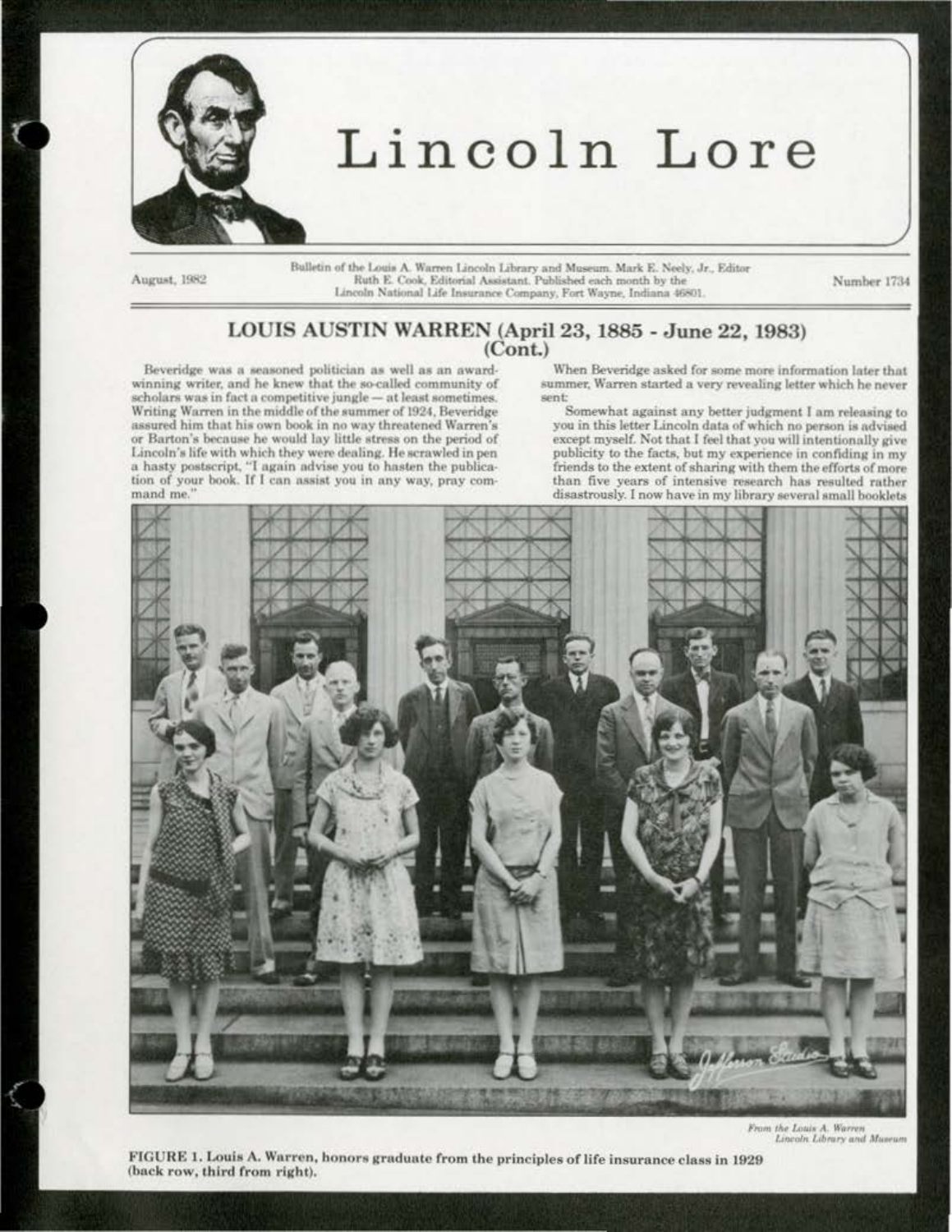# Lincoln Lore

August, 1982

Bulletin of the Louis A. Warren Lincoln Library and Museum. Mark E. Neely, Jr., Editor
Ruth E. Cook, Editorial Assistant. Published each month by the
Lincoln National Life Insurance Company, Fort Wayne, Indiana 46801.

Number 1734

## LOUIS AUSTIN WARREN (April 23, 1885 - June 22, 1983) (Cont.)

Beveridge was a seasoned politician as well as an award-winning writer, and he knew that the so-called community of scholars was in fact a competitive jungle — at least sometimes. Writing Warren in the middle of the summer of 1924, Beveridge assured him that his own book in no way threatened Warren's or Barton's because he would lay little stress on the period of Lincoln's life with which they were dealing. He scrawled in pen a hasty postscript, "I again advise you to hasten the publication of your book. If I can assist you in any way, pray command me."

When Beveridge asked for some more information later that summer, Warren started a very revealing letter which he never sent:

Somewhat against any better judgment I am releasing to you in this letter Lincoln data of which no person is advised except myself. Not that I feel that you will intentionally give publicity to the facts, but my experience in confiding in my friends to the extent of sharing with them the efforts of more than five years of intensive research has resulted rather disastrously. I now have in my library several small booklets

*From the Louis A. Warren Lincoln Library and Museum*

FIGURE 1. Louis A. Warren, honors graduate from the principles of life insurance class in 1929 (back row, third from right).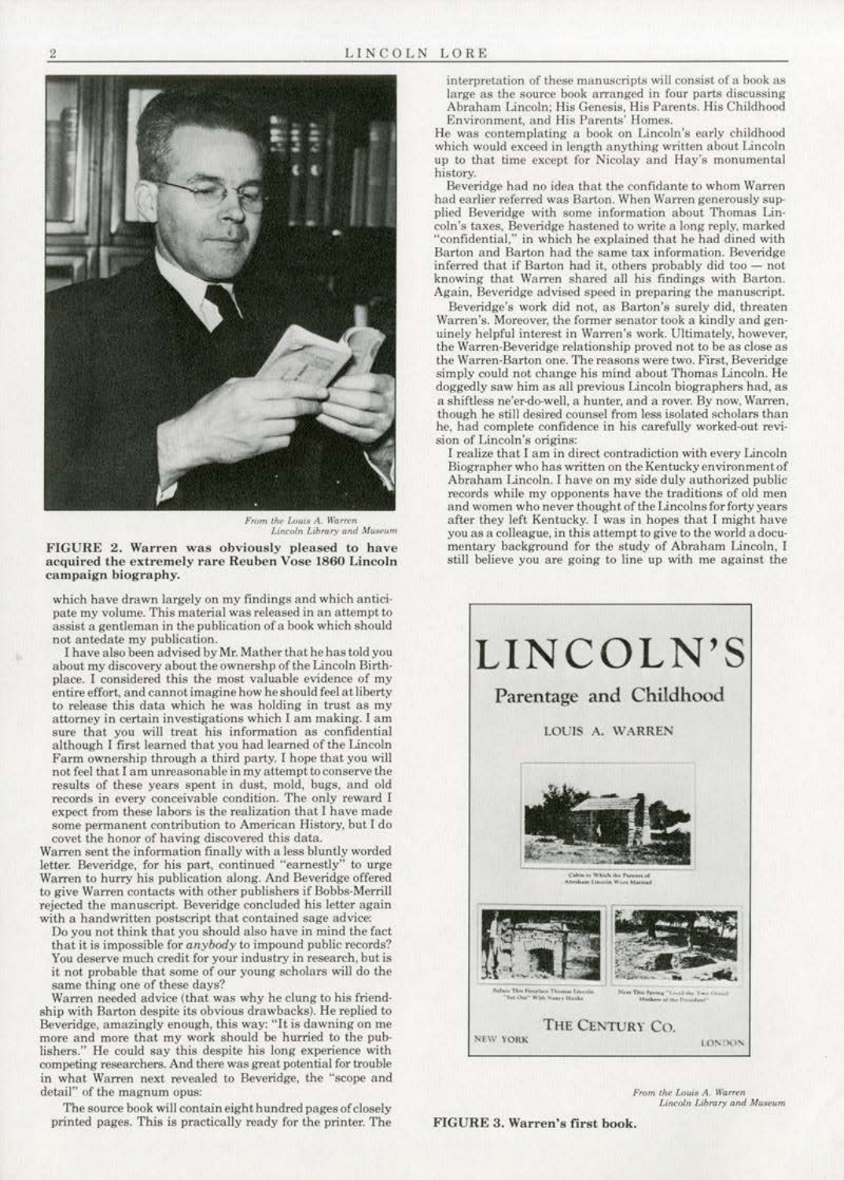*From the Louis A. Warren Lincoln Library and Museum*

**FIGURE 2. Warren was obviously pleased to have acquired the extremely rare Reuben Vose 1860 Lincoln campaign biography.**

which have drawn largely on my findings and which anticipate my volume. This material was released in an attempt to assist a gentleman in the publication of a book which should not antedate my publication.

I have also been advised by Mr. Mather that he has told you about my discovery about the ownershp of the Lincoln Birthplace. I considered this the most valuable evidence of my entire effort, and cannot imagine how he should feel at liberty to release this data which he was holding in trust as my attorney in certain investigations which I am making. I am sure that you will treat his information as confidential although I first learned that you had learned of the Lincoln Farm ownership through a third party. I hope that you will not feel that I am unreasonable in my attempt to conserve the results of these years spent in dust, mold, bugs, and old records in every conceivable condition. The only reward I expect from these labors is the realization that I have made some permanent contribution to American History, but I do covet the honor of having discovered this data.

Warren sent the information finally with a less bluntly worded letter. Beveridge, for his part, continued "earnestly" to urge Warren to hurry his publication along. And Beveridge offered to give Warren contacts with other publishers if Bobbs-Merrill rejected the manuscript. Beveridge concluded his letter again with a handwritten postscript that contained sage advice:

Do you not think that you should also have in mind the fact that it is impossible for *anybody* to impound public records? You deserve much credit for your industry in research, but is it not probable that some of our young scholars will do the same thing one of these days?

Warren needed advice (that was why he clung to his friendship with Barton despite its obvious drawbacks). He replied to Beveridge, amazingly enough, this way: "It is dawning on me more and more that my work should be hurried to the publishers." He could say this despite his long experience with competing researchers. And there was great potential for trouble in what Warren next revealed to Beveridge, the "scope and detail" of the magnum opus:

The source book will contain eight hundred pages of closely printed pages. This is practically ready for the printer. The interpretation of these manuscripts will consist of a book as large as the source book arranged in four parts discussing Abraham Lincoln; His Genesis, His Parents. His Childhood Environment, and His Parents' Homes.

He was contemplating a book on Lincoln's early childhood which would exceed in length anything written about Lincoln up to that time except for Nicolay and Hay's monumental history.

Beveridge had no idea that the confidante to whom Warren had earlier referred was Barton. When Warren generously supplied Beveridge with some information about Thomas Lincoln's taxes, Beveridge hastened to write a long reply, marked "confidential," in which he explained that he had dined with Barton and Barton had the same tax information. Beveridge inferred that if Barton had it, others probably did too — not knowing that Warren shared all his findings with Barton. Again, Beveridge advised speed in preparing the manuscript.

Beveridge's work did not, as Barton's surely did, threaten Warren's. Moreover, the former senator took a kindly and genuinely helpful interest in Warren's work. Ultimately, however, the Warren-Beveridge relationship proved not to be as close as the Warren-Barton one. The reasons were two. First, Beveridge simply could not change his mind about Thomas Lincoln. He doggedly saw him as all previous Lincoln biographers had, as a shiftless ne'er-do-well, a hunter, and a rover. By now, Warren, though he still desired counsel from less isolated scholars than he, had complete confidence in his carefully worked-out revision of Lincoln's origins:

I realize that I am in direct contradiction with every Lincoln Biographer who has written on the Kentucky environment of Abraham Lincoln. I have on my side duly authorized public records while my opponents have the traditions of old men and women who never thought of the Lincolns for forty years after they left Kentucky. I was in hopes that I might have you as a colleague, in this attempt to give to the world a documentary background for the study of Abraham Lincoln, I still believe you are going to line up with me against the

*From the Louis A. Warren Lincoln Library and Museum*

**FIGURE 3. Warren's first book.**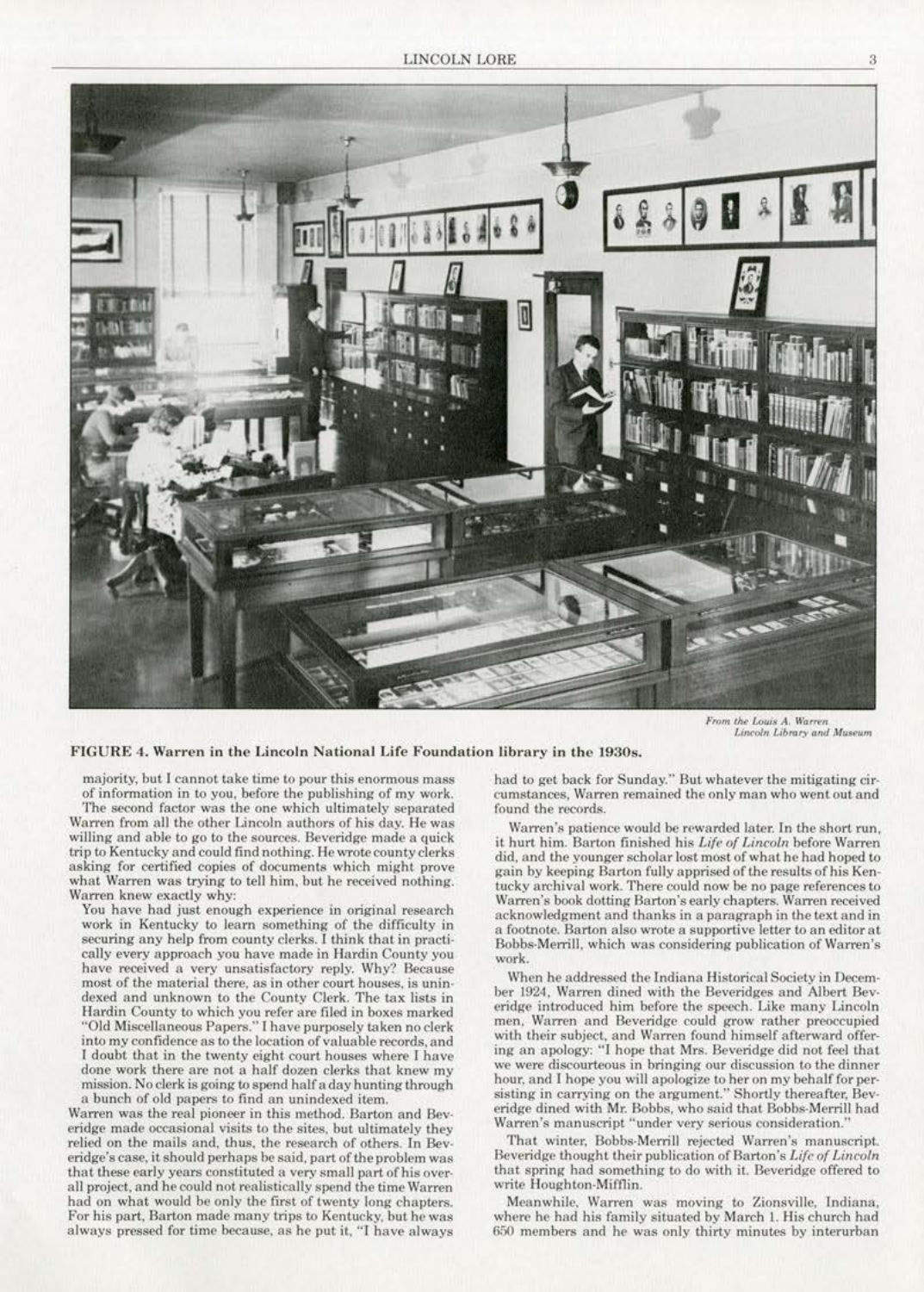From the Louis A. Warren Lincoln Library and Museum

**FIGURE 4. Warren in the Lincoln National Life Foundation library in the 1930s.**

majority, but I cannot take time to pour this enormous mass of information in to you, before the publishing of my work.

The second factor was the one which ultimately separated Warren from all the other Lincoln authors of his day. He was willing and able to go to the sources. Beveridge made a quick trip to Kentucky and could find nothing. He wrote county clerks asking for certified copies of documents which might prove what Warren was trying to tell him, but he received nothing. Warren knew exactly why:

> You have had just enough experience in original research work in Kentucky to learn something of the difficulty in securing any help from county clerks. I think that in practically every approach you have made in Hardin County you have received a very unsatisfactory reply. Why? Because most of the material there, as in other court houses, is unindexed and unknown to the County Clerk. The tax lists in Hardin County to which you refer are filed in boxes marked "Old Miscellaneous Papers." I have purposely taken no clerk into my confidence as to the location of valuable records, and I doubt that in the twenty eight court houses where I have done work there are not a half dozen clerks that knew my mission. No clerk is going to spend half a day hunting through a bunch of old papers to find an unindexed item.

Warren was the real pioneer in this method. Barton and Beveridge made occasional visits to the sites, but ultimately they relied on the mails and, thus, the research of others. In Beveridge's case, it should perhaps be said, part of the problem was that these early years constituted a very small part of his overall project, and he could not realistically spend the time Warren had on what would be only the first of twenty long chapters. For his part, Barton made many trips to Kentucky, but he was always pressed for time because, as he put it, "I have always had to get back for Sunday." But whatever the mitigating circumstances, Warren remained the only man who went out and found the records.

Warren's patience would be rewarded later. In the short run, it hurt him. Barton finished his *Life of Lincoln* before Warren did, and the younger scholar lost most of what he had hoped to gain by keeping Barton fully apprised of the results of his Kentucky archival work. There could now be no page references to Warren's book dotting Barton's early chapters. Warren received acknowledgment and thanks in a paragraph in the text and in a footnote. Barton also wrote a supportive letter to an editor at Bobbs-Merrill, which was considering publication of Warren's work.

When he addressed the Indiana Historical Society in December 1924, Warren dined with the Beveridges and Albert Beveridge introduced him before the speech. Like many Lincoln men, Warren and Beveridge could grow rather preoccupied with their subject, and Warren found himself afterward offering an apology: "I hope that Mrs. Beveridge did not feel that we were discourteous in bringing our discussion to the dinner hour, and I hope you will apologize to her on my behalf for persisting in carrying on the argument." Shortly thereafter, Beveridge dined with Mr. Bobbs, who said that Bobbs-Merrill had Warren's manuscript "under very serious consideration."

That winter, Bobbs-Merrill rejected Warren's manuscript. Beveridge thought their publication of Barton's *Life of Lincoln* that spring had something to do with it. Beveridge offered to write Houghton-Mifflin.

Meanwhile, Warren was moving to Zionsville, Indiana, where he had his family situated by March 1. His church had 650 members and he was only thirty minutes by interurban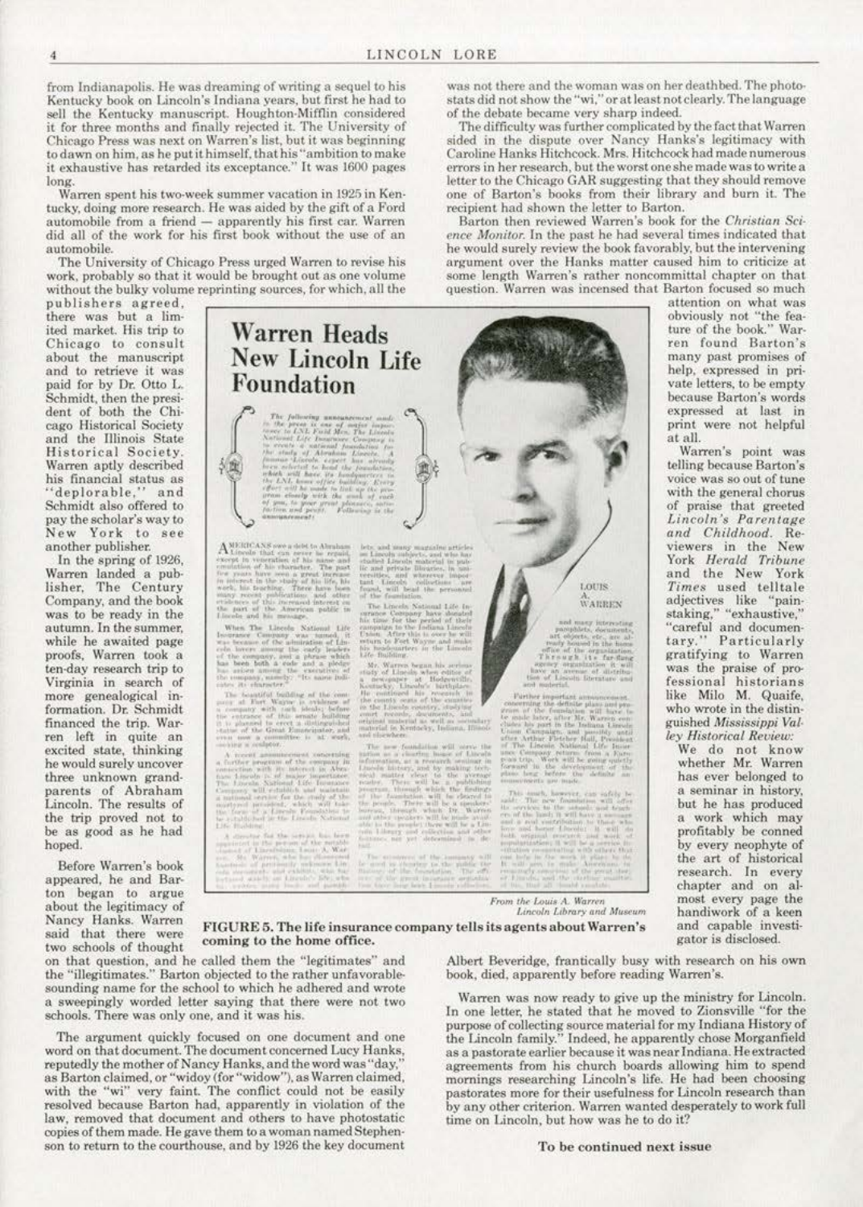from Indianapolis. He was dreaming of writing a sequel to his Kentucky book on Lincoln's Indiana years, but first he had to sell the Kentucky manuscript. Houghton-Mifflin considered it for three months and finally rejected it. The University of Chicago Press was next on Warren's list, but it was beginning to dawn on him, as he put it himself, that his "ambition to make it exhaustive has retarded its exceptance." It was 1600 pages long.

Warren spent his two-week summer vacation in 1925 in Kentucky, doing more research. He was aided by the gift of a Ford automobile from a friend — apparently his first car. Warren did all of the work for his first book without the use of an automobile.

The University of Chicago Press urged Warren to revise his work, probably so that it would be brought out as one volume without the bulky volume reprinting sources, for which, all the publishers agreed, there was but a limited market. His trip to Chicago to consult about the manuscript and to retrieve it was paid for by Dr. Otto L. Schmidt, then the president of both the Chicago Historical Society and the Illinois State Historical Society. Warren aptly described his financial status as "deplorable," and Schmidt also offered to pay the scholar's way to New York to see another publisher.

In the spring of 1926, Warren landed a publisher, The Century Company, and the book was to be ready in the autumn. In the summer, while he awaited page proofs, Warren took a ten-day research trip to Virginia in search of more genealogical information. Dr. Schmidt financed the trip. Warren left in quite an excited state, thinking he would surely uncover three unknown grandparents of Abraham Lincoln. The results of the trip proved not to be as good as he had hoped.

Before Warren's book appeared, he and Barton began to argue about the legitimacy of Nancy Hanks. Warren said that there were two schools of thought on that question, and he called them the "legitimates" and the "illegitimates." Barton objected to the rather unfavorable-sounding name for the school to which he adhered and wrote a sweepingly worded letter saying that there were not two schools. There was only one, and it was his.

The argument quickly focused on one document and one word on that document. The document concerned Lucy Hanks, reputedly the mother of Nancy Hanks, and the word was "day," as Barton claimed, or "widoy (for "widow"), as Warren claimed, with the "wi" very faint. The conflict could not be easily resolved because Barton had, apparently in violation of the law, removed that document and others to have photostatic copies of them made. He gave them to a woman named Stephenson to return to the courthouse, and by 1926 the key document was not there and the woman was on her deathbed. The photostats did not show the "wi," or at least not clearly. The language of the debate became very sharp indeed.

The difficulty was further complicated by the fact that Warren sided in the dispute over Nancy Hanks's legitimacy with Caroline Hanks Hitchcock. Mrs. Hitchcock had made numerous errors in her research, but the worst one she made was to write a letter to the Chicago GAR suggesting that they should remove one of Barton's books from their library and burn it. The recipient had shown the letter to Barton.

Barton then reviewed Warren's book for the *Christian Science Monitor*. In the past he had several times indicated that he would surely review the book favorably, but the intervening argument over the Hanks matter caused him to criticize at some length Warren's rather noncommittal chapter on that question. Warren was incensed that Barton focused so much attention on what was obviously not "the feature of the book." Warren found Barton's many past promises of help, expressed in private letters, to be empty because Barton's words expressed at last in print were not helpful at all.

Warren's point was telling because Barton's voice was so out of tune with the general chorus of praise that greeted *Lincoln's Parentage and Childhood*. Reviewers in the New York *Herald Tribune* and the New York *Times* used telltale adjectives like "painstaking," "exhaustive," "careful and documentary." Particularly gratifying to Warren was the praise of professional historians like Milo M. Quaife, who wrote in the distinguished *Mississippi Valley Historical Review*:

> We do not know whether Mr. Warren has ever belonged to a seminar in history, but he has produced a work which may profitably be conned by every neophyte of the art of historical research. In every chapter and on almost every page the handiwork of a keen and capable investigator is disclosed.

Albert Beveridge, frantically busy with research on his own book, died, apparently before reading Warren's.

Warren was now ready to give up the ministry for Lincoln. In one letter, he stated that he moved to Zionsville "for the purpose of collecting source material for my Indiana History of the Lincoln family." Indeed, he apparently chose Morganfield as a pastorate earlier because it was near Indiana. He extracted agreements from his church boards allowing him to spend mornings researching Lincoln's life. He had been choosing pastorates more for their usefulness for Lincoln research than by any other criterion. Warren wanted desperately to work full time on Lincoln, but how was he to do it?

**To be continued next issue**

From the Louis A. Warren Lincoln Library and Museum

**FIGURE 5. The life insurance company tells its agents about Warren's coming to the home office.**